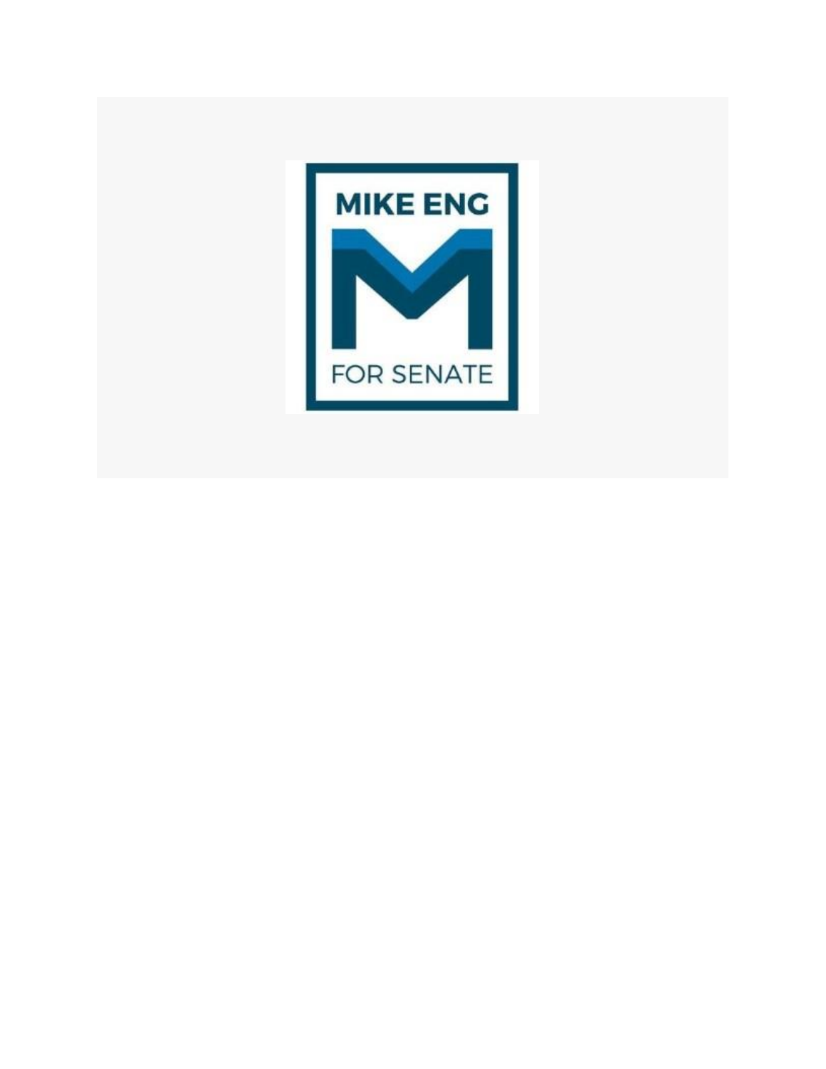MIKE ENG

FOR SENATE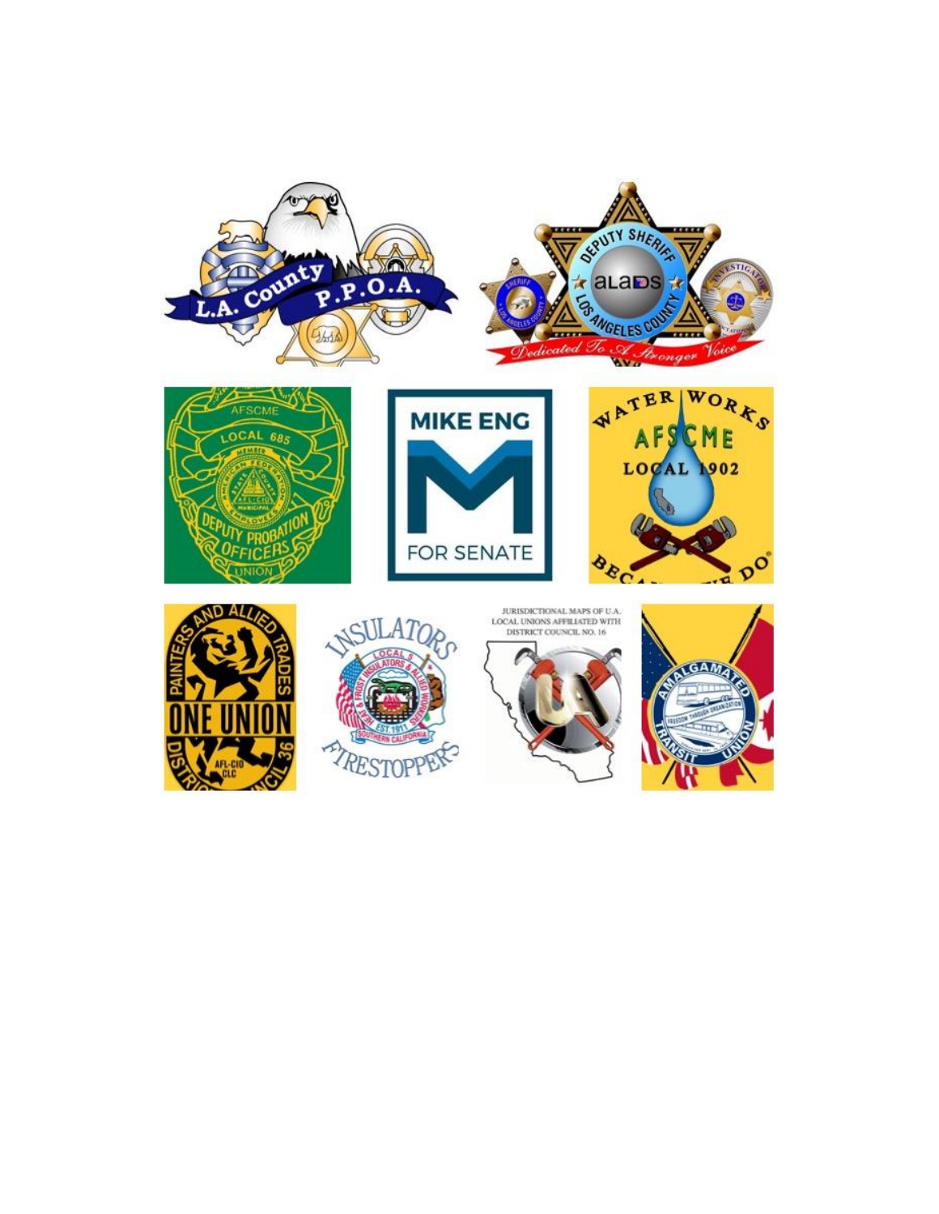L.A. County P.P.O.A.

Deputy Sheriff ALADS Los Angeles County

*Dedicated To A Stronger Voice*

AFSCME Local 685 Deputy Probation Officers Union

MIKE ENG FOR SENATE

Water Works AFSCME Local 1902

Painters and Allied Trades One Union District Council 36 AFL-CIO CLC

Insulators Local 5 Firestoppers

JURISDICTIONAL MAPS OF U.A. LOCAL UNIONS AFFILIATED WITH DISTRICT COUNCIL NO. 16

Amalgamated Transit Union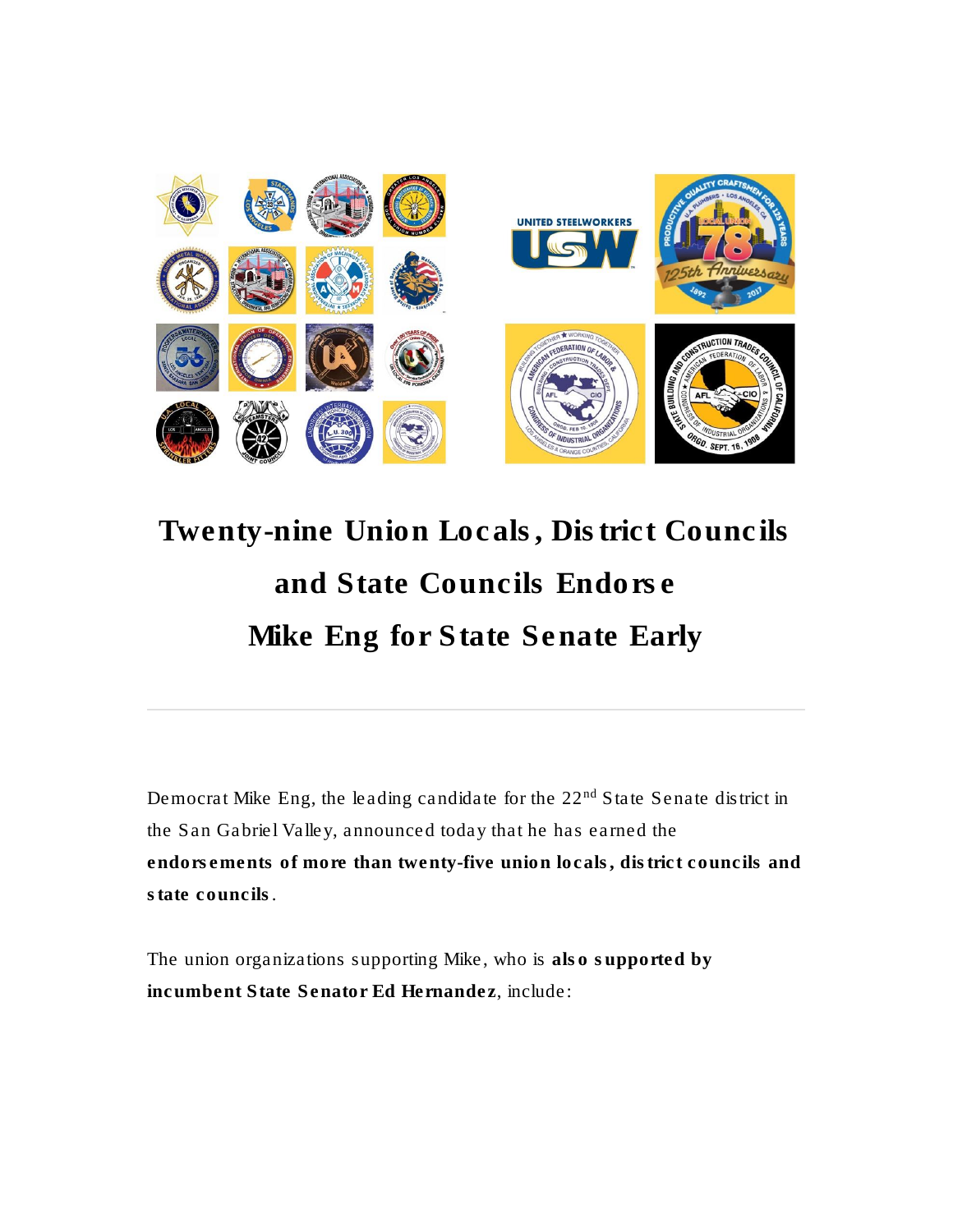# Twenty-nine Union Locals, District Councils and State Councils Endorse Mike Eng for State Senate Early

Democrat Mike Eng, the leading candidate for the 22nd State Senate district in the San Gabriel Valley, announced today that he has earned the **endorsements of more than twenty-five union locals, district councils and state councils**.

The union organizations supporting Mike, who is **also supported by incumbent State Senator Ed Hernandez**, include: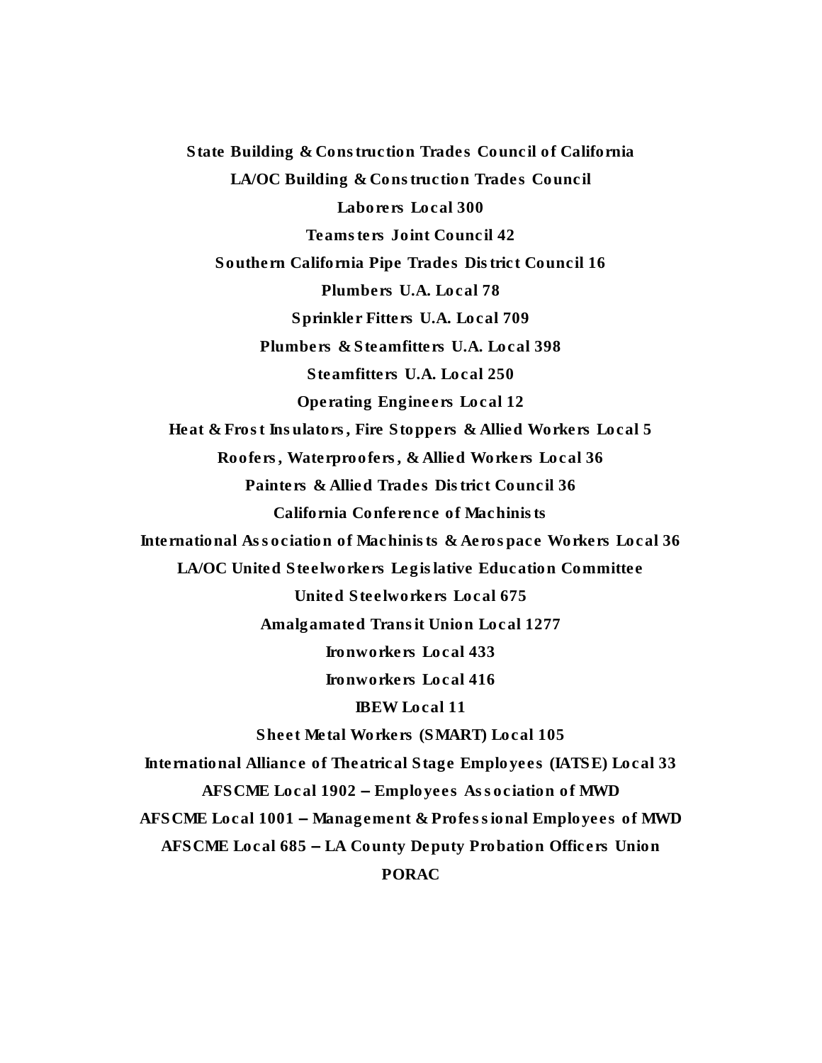**State Building & Construction Trades Council of California**

**LA/OC Building & Construction Trades Council**

**Laborers Local 300**

**Teamsters Joint Council 42**

**Southern California Pipe Trades District Council 16**

**Plumbers U.A. Local 78**

**Sprinkler Fitters U.A. Local 709**

**Plumbers & Steamfitters U.A. Local 398**

**Steamfitters U.A. Local 250**

**Operating Engineers Local 12**

**Heat & Frost Insulators, Fire Stoppers & Allied Workers Local 5**

**Roofers, Waterproofers, & Allied Workers Local 36**

**Painters & Allied Trades District Council 36**

**California Conference of Machinists**

**International Association of Machinists & Aerospace Workers Local 36**

**LA/OC United Steelworkers Legislative Education Committee**

**United Steelworkers Local 675**

**Amalgamated Transit Union Local 1277**

**Ironworkers Local 433**

**Ironworkers Local 416**

**IBEW Local 11**

**Sheet Metal Workers (SMART) Local 105**

**International Alliance of Theatrical Stage Employees (IATSE) Local 33**

**AFSCME Local 1902 – Employees Association of MWD**

**AFSCME Local 1001 – Management & Professional Employees of MWD**

**AFSCME Local 685 – LA County Deputy Probation Officers Union**

**PORAC**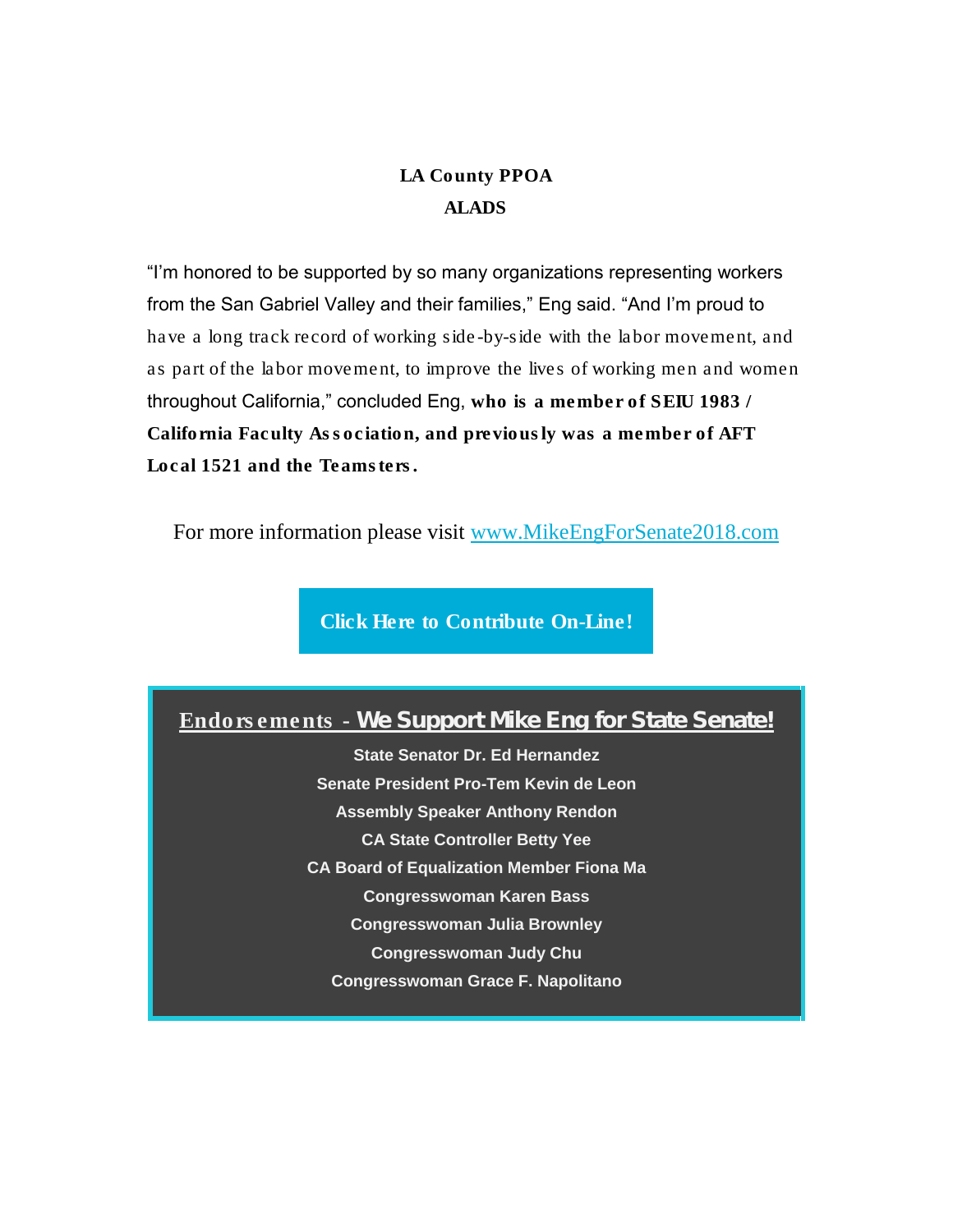**LA County PPOA**
**ALADS**

"I'm honored to be supported by so many organizations representing workers from the San Gabriel Valley and their families," Eng said. "And I'm proud to have a long track record of working side-by-side with the labor movement, and as part of the labor movement, to improve the lives of working men and women throughout California," concluded Eng, **who is a member of SEIU 1983 / California Faculty Association, and previously was a member of AFT Local 1521 and the Teamsters.**

For more information please visit [www.MikeEngForSenate2018.com](http://www.MikeEngForSenate2018.com)

**Click Here to Contribute On-Line!**

## Endorsements - We Support Mike Eng for State Senate!

**State Senator Dr. Ed Hernandez**
**Senate President Pro-Tem Kevin de Leon**
**Assembly Speaker Anthony Rendon**
**CA State Controller Betty Yee**
**CA Board of Equalization Member Fiona Ma**
**Congresswoman Karen Bass**
**Congresswoman Julia Brownley**
**Congresswoman Judy Chu**
**Congresswoman Grace F. Napolitano**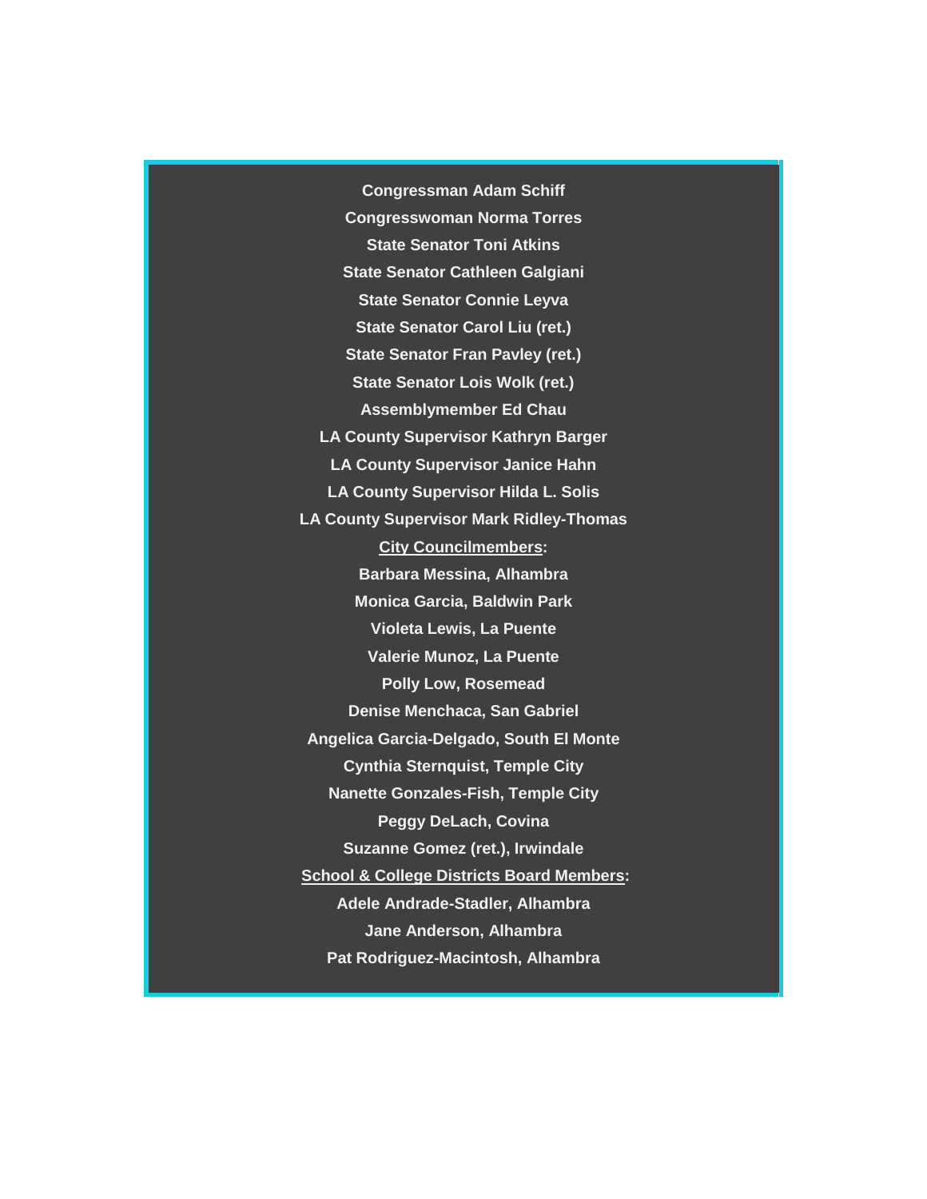**Congressman Adam Schiff**

**Congresswoman Norma Torres**

**State Senator Toni Atkins**

**State Senator Cathleen Galgiani**

**State Senator Connie Leyva**

**State Senator Carol Liu (ret.)**

**State Senator Fran Pavley (ret.)**

**State Senator Lois Wolk (ret.)**

**Assemblymember Ed Chau**

**LA County Supervisor Kathryn Barger**

**LA County Supervisor Janice Hahn**

**LA County Supervisor Hilda L. Solis**

**LA County Supervisor Mark Ridley-Thomas**

**City Councilmembers:**

**Barbara Messina, Alhambra**

**Monica Garcia, Baldwin Park**

**Violeta Lewis, La Puente**

**Valerie Munoz, La Puente**

**Polly Low, Rosemead**

**Denise Menchaca, San Gabriel**

**Angelica Garcia-Delgado, South El Monte**

**Cynthia Sternquist, Temple City**

**Nanette Gonzales-Fish, Temple City**

**Peggy DeLach, Covina**

**Suzanne Gomez (ret.), Irwindale**

**School & College Districts Board Members:**

**Adele Andrade-Stadler, Alhambra**

**Jane Anderson, Alhambra**

**Pat Rodriguez-Macintosh, Alhambra**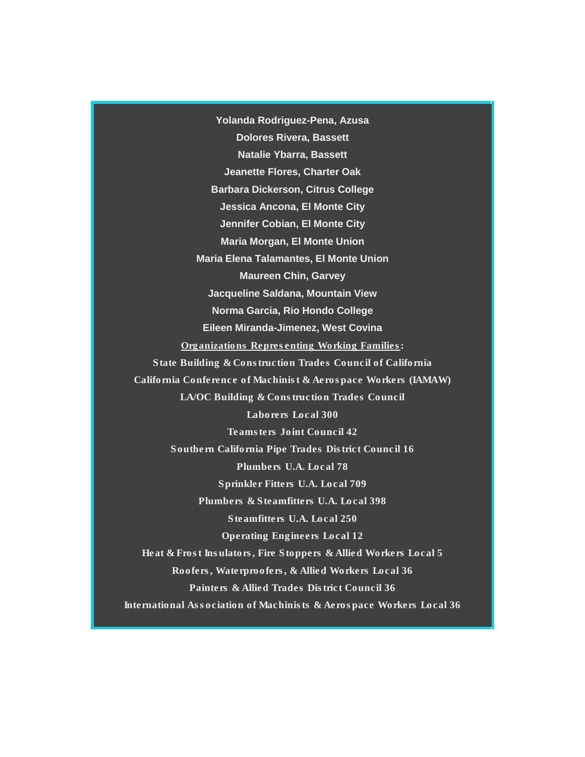**Yolanda Rodriguez-Pena, Azusa**

**Dolores Rivera, Bassett**

**Natalie Ybarra, Bassett**

**Jeanette Flores, Charter Oak**

**Barbara Dickerson, Citrus College**

**Jessica Ancona, El Monte City**

**Jennifer Cobian, El Monte City**

**Maria Morgan, El Monte Union**

**Maria Elena Talamantes, El Monte Union**

**Maureen Chin, Garvey**

**Jacqueline Saldana, Mountain View**

**Norma Garcia, Rio Hondo College**

**Eileen Miranda-Jimenez, West Covina**

**<u>Organizations Representing Working Families</u>:**

**State Building & Construction Trades Council of California**

**California Conference of Machinist & Aerospace Workers (IAMAW)**

**LA/OC Building & Construction Trades Council**

**Laborers Local 300**

**Teamsters Joint Council 42**

**Southern California Pipe Trades District Council 16**

**Plumbers U.A. Local 78**

**Sprinkler Fitters U.A. Local 709**

**Plumbers & Steamfitters U.A. Local 398**

**Steamfitters U.A. Local 250**

**Operating Engineers Local 12**

**Heat & Frost Insulators, Fire Stoppers & Allied Workers Local 5**

**Roofers, Waterproofers, & Allied Workers Local 36**

**Painters & Allied Trades District Council 36**

**International Association of Machinists & Aerospace Workers Local 36**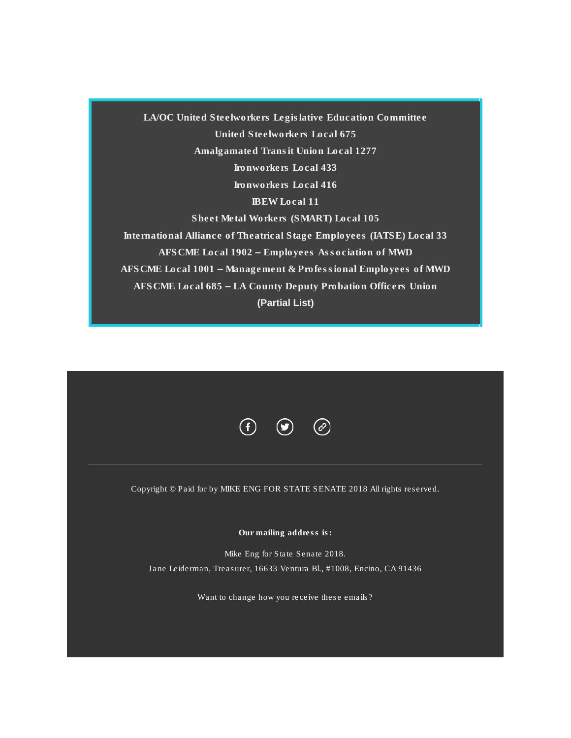**LA/OC United Steelworkers Legislative Education Committee**

**United Steelworkers Local 675**

**Amalgamated Transit Union Local 1277**

**Ironworkers Local 433**

**Ironworkers Local 416**

**IBEW Local 11**

**Sheet Metal Workers (SMART) Local 105**

**International Alliance of Theatrical Stage Employees (IATSE) Local 33**

**AFSCME Local 1902 – Employees Association of MWD**

**AFSCME Local 1001 – Management & Professional Employees of MWD**

**AFSCME Local 685 – LA County Deputy Probation Officers Union**

**(Partial List)**

---

Copyright © Paid for by MIKE ENG FOR STATE SENATE 2018 All rights reserved.

**Our mailing address is:**

Mike Eng for State Senate 2018.

Jane Leiderman, Treasurer, 16633 Ventura Bl., #1008, Encino, CA 91436

Want to change how you receive these emails?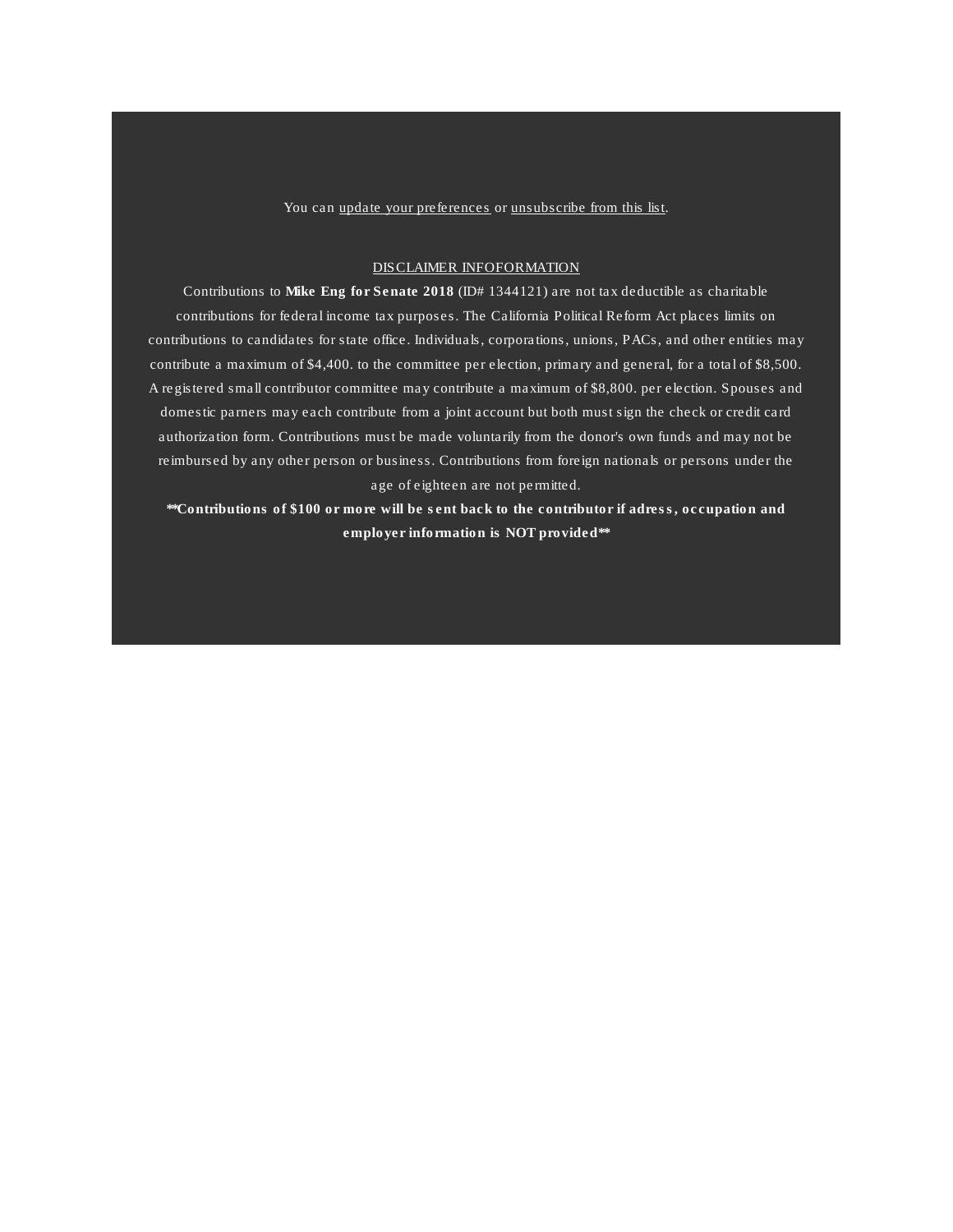You can update your preferences or unsubscribe from this list.

DISCLAIMER INFOFORMATION

Contributions to **Mike Eng for Senate 2018** (ID# 1344121) are not tax deductible as charitable contributions for federal income tax purposes. The California Political Reform Act places limits on contributions to candidates for state office. Individuals, corporations, unions, PACs, and other entities may contribute a maximum of $4,400. to the committee per election, primary and general, for a total of $8,500. A registered small contributor committee may contribute a maximum of $8,800. per election. Spouses and domestic parners may each contribute from a joint account but both must sign the check or credit card authorization form. Contributions must be made voluntarily from the donor's own funds and may not be reimbursed by any other person or business. Contributions from foreign nationals or persons under the age of eighteen are not permitted.

****Contributions of $100 or more will be sent back to the contributor if adress, occupation and employer information is NOT provided****